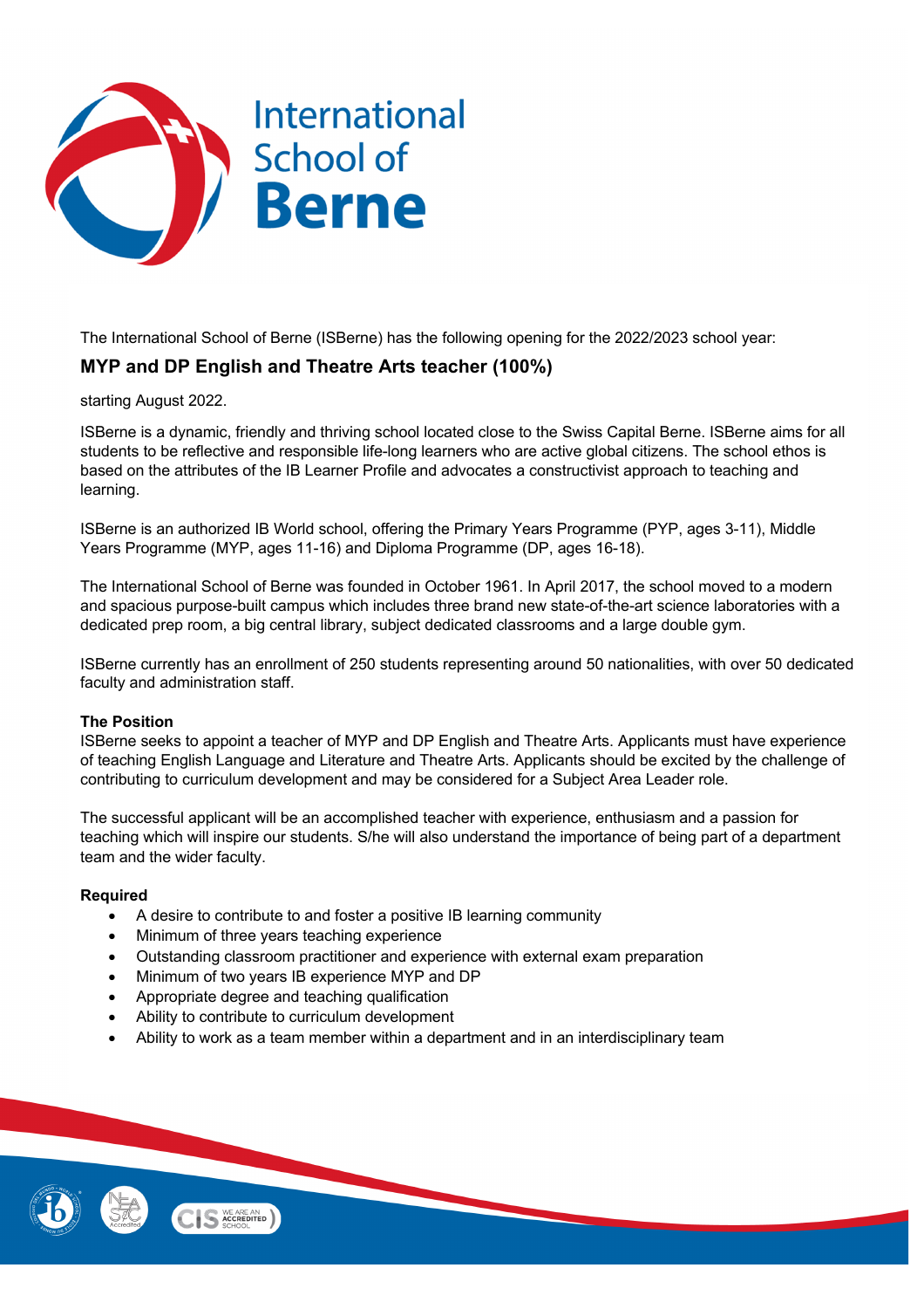International School of Berne

The International School of Berne (ISBerne) has the following opening for the 2022/2023 school year:

## MYP and DP English and Theatre Arts teacher (100%)

starting August 2022.

ISBerne is a dynamic, friendly and thriving school located close to the Swiss Capital Berne. ISBerne aims for all students to be reflective and responsible life-long learners who are active global citizens. The school ethos is based on the attributes of the IB Learner Profile and advocates a constructivist approach to teaching and learning.

ISBerne is an authorized IB World school, offering the Primary Years Programme (PYP, ages 3-11), Middle Years Programme (MYP, ages 11-16) and Diploma Programme (DP, ages 16-18).

The International School of Berne was founded in October 1961. In April 2017, the school moved to a modern and spacious purpose-built campus which includes three brand new state-of-the-art science laboratories with a dedicated prep room, a big central library, subject dedicated classrooms and a large double gym.

ISBerne currently has an enrollment of 250 students representing around 50 nationalities, with over 50 dedicated faculty and administration staff.

**The Position**

ISBerne seeks to appoint a teacher of MYP and DP English and Theatre Arts. Applicants must have experience of teaching English Language and Literature and Theatre Arts. Applicants should be excited by the challenge of contributing to curriculum development and may be considered for a Subject Area Leader role.

The successful applicant will be an accomplished teacher with experience, enthusiasm and a passion for teaching which will inspire our students. S/he will also understand the importance of being part of a department team and the wider faculty.

**Required**

- A desire to contribute to and foster a positive IB learning community
- Minimum of three years teaching experience
- Outstanding classroom practitioner and experience with external exam preparation
- Minimum of two years IB experience MYP and DP
- Appropriate degree and teaching qualification
- Ability to contribute to curriculum development
- Ability to work as a team member within a department and in an interdisciplinary team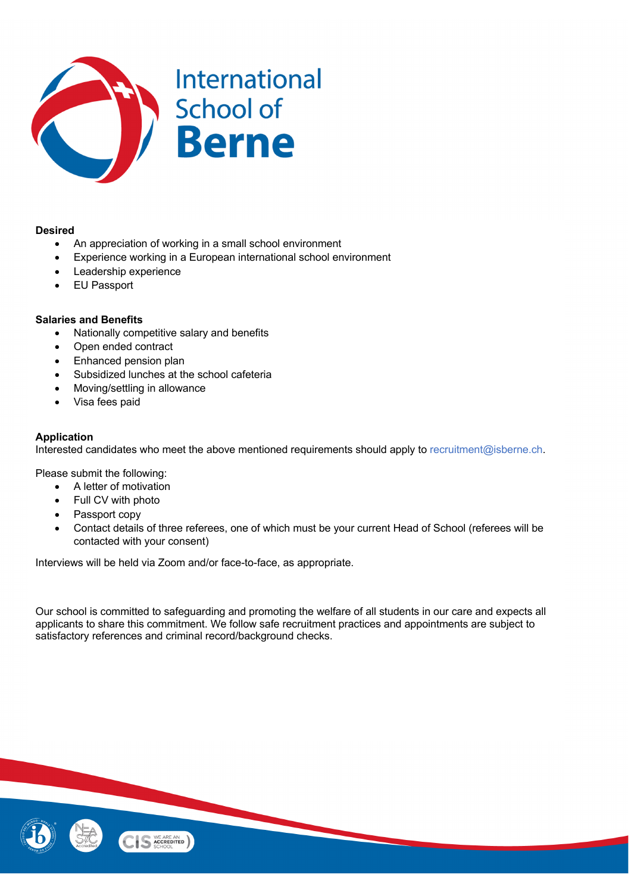**Desired**

- An appreciation of working in a small school environment
- Experience working in a European international school environment
- Leadership experience
- EU Passport

**Salaries and Benefits**

- Nationally competitive salary and benefits
- Open ended contract
- Enhanced pension plan
- Subsidized lunches at the school cafeteria
- Moving/settling in allowance
- Visa fees paid

**Application**

Interested candidates who meet the above mentioned requirements should apply to recruitment@isberne.ch.

Please submit the following:

- A letter of motivation
- Full CV with photo
- Passport copy
- Contact details of three referees, one of which must be your current Head of School (referees will be contacted with your consent)

Interviews will be held via Zoom and/or face-to-face, as appropriate.

Our school is committed to safeguarding and promoting the welfare of all students in our care and expects all applicants to share this commitment. We follow safe recruitment practices and appointments are subject to satisfactory references and criminal record/background checks.